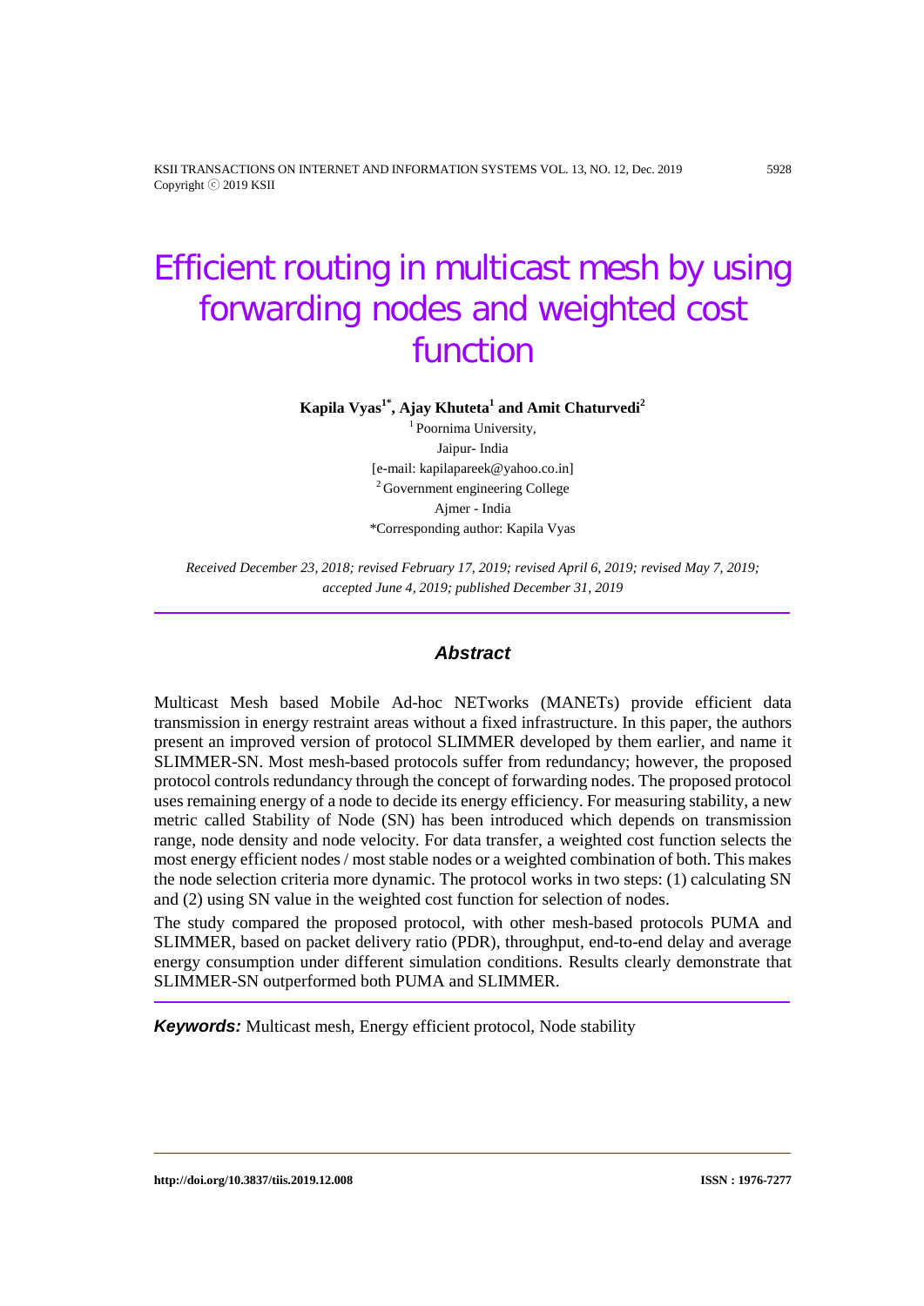# Efficient routing in multicast mesh by using forwarding nodes and weighted cost function

**Kapila Vyas[1*], Ajay Khuteta[1] and Amit Chaturvedi[2]**

[1] Poornima University,
Jaipur- India
[e-mail: kapilapareek@yahoo.co.in]
[2] Government engineering College
Ajmer - India
*Corresponding author: Kapila Vyas

*Received December 23, 2018; revised February 17, 2019; revised April 6, 2019; revised May 7, 2019; accepted June 4, 2019; published December 31, 2019*

## *Abstract*

Multicast Mesh based Mobile Ad-hoc NETworks (MANETs) provide efficient data transmission in energy restraint areas without a fixed infrastructure. In this paper, the authors present an improved version of protocol SLIMMER developed by them earlier, and name it SLIMMER-SN. Most mesh-based protocols suffer from redundancy; however, the proposed protocol controls redundancy through the concept of forwarding nodes. The proposed protocol uses remaining energy of a node to decide its energy efficiency. For measuring stability, a new metric called Stability of Node (SN) has been introduced which depends on transmission range, node density and node velocity. For data transfer, a weighted cost function selects the most energy efficient nodes / most stable nodes or a weighted combination of both. This makes the node selection criteria more dynamic. The protocol works in two steps: (1) calculating SN and (2) using SN value in the weighted cost function for selection of nodes.

The study compared the proposed protocol, with other mesh-based protocols PUMA and SLIMMER, based on packet delivery ratio (PDR), throughput, end-to-end delay and average energy consumption under different simulation conditions. Results clearly demonstrate that SLIMMER-SN outperformed both PUMA and SLIMMER.

***Keywords:*** Multicast mesh, Energy efficient protocol, Node stability

**http://doi.org/10.3837/tiis.2019.12.008** **ISSN : 1976-7277**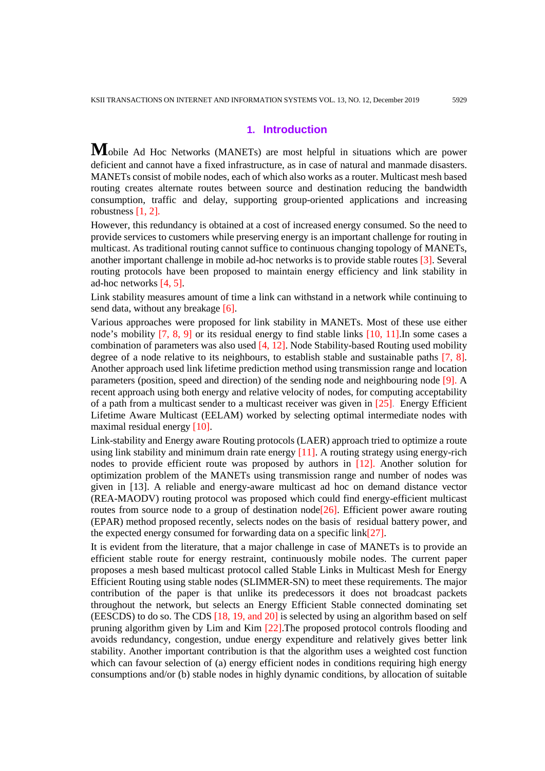## 1. Introduction

Mobile Ad Hoc Networks (MANETs) are most helpful in situations which are power deficient and cannot have a fixed infrastructure, as in case of natural and manmade disasters. MANETs consist of mobile nodes, each of which also works as a router. Multicast mesh based routing creates alternate routes between source and destination reducing the bandwidth consumption, traffic and delay, supporting group-oriented applications and increasing robustness [1, 2].

However, this redundancy is obtained at a cost of increased energy consumed. So the need to provide services to customers while preserving energy is an important challenge for routing in multicast. As traditional routing cannot suffice to continuous changing topology of MANETs, another important challenge in mobile ad-hoc networks is to provide stable routes [3]. Several routing protocols have been proposed to maintain energy efficiency and link stability in ad-hoc networks [4, 5].

Link stability measures amount of time a link can withstand in a network while continuing to send data, without any breakage [6].

Various approaches were proposed for link stability in MANETs. Most of these use either node's mobility [7, 8, 9] or its residual energy to find stable links [10, 11].In some cases a combination of parameters was also used [4, 12]. Node Stability-based Routing used mobility degree of a node relative to its neighbours, to establish stable and sustainable paths [7, 8]. Another approach used link lifetime prediction method using transmission range and location parameters (position, speed and direction) of the sending node and neighbouring node [9]. A recent approach using both energy and relative velocity of nodes, for computing acceptability of a path from a multicast sender to a multicast receiver was given in [25]. Energy Efficient Lifetime Aware Multicast (EELAM) worked by selecting optimal intermediate nodes with maximal residual energy [10].

Link-stability and Energy aware Routing protocols (LAER) approach tried to optimize a route using link stability and minimum drain rate energy [11]. A routing strategy using energy-rich nodes to provide efficient route was proposed by authors in [12]. Another solution for optimization problem of the MANETs using transmission range and number of nodes was given in [13]. A reliable and energy-aware multicast ad hoc on demand distance vector (REA-MAODV) routing protocol was proposed which could find energy-efficient multicast routes from source node to a group of destination node[26]. Efficient power aware routing (EPAR) method proposed recently, selects nodes on the basis of residual battery power, and the expected energy consumed for forwarding data on a specific link[27].

It is evident from the literature, that a major challenge in case of MANETs is to provide an efficient stable route for energy restraint, continuously mobile nodes. The current paper proposes a mesh based multicast protocol called Stable Links in Multicast Mesh for Energy Efficient Routing using stable nodes (SLIMMER-SN) to meet these requirements. The major contribution of the paper is that unlike its predecessors it does not broadcast packets throughout the network, but selects an Energy Efficient Stable connected dominating set (EESCDS) to do so. The CDS [18, 19, and 20] is selected by using an algorithm based on self pruning algorithm given by Lim and Kim [22].The proposed protocol controls flooding and avoids redundancy, congestion, undue energy expenditure and relatively gives better link stability. Another important contribution is that the algorithm uses a weighted cost function which can favour selection of (a) energy efficient nodes in conditions requiring high energy consumptions and/or (b) stable nodes in highly dynamic conditions, by allocation of suitable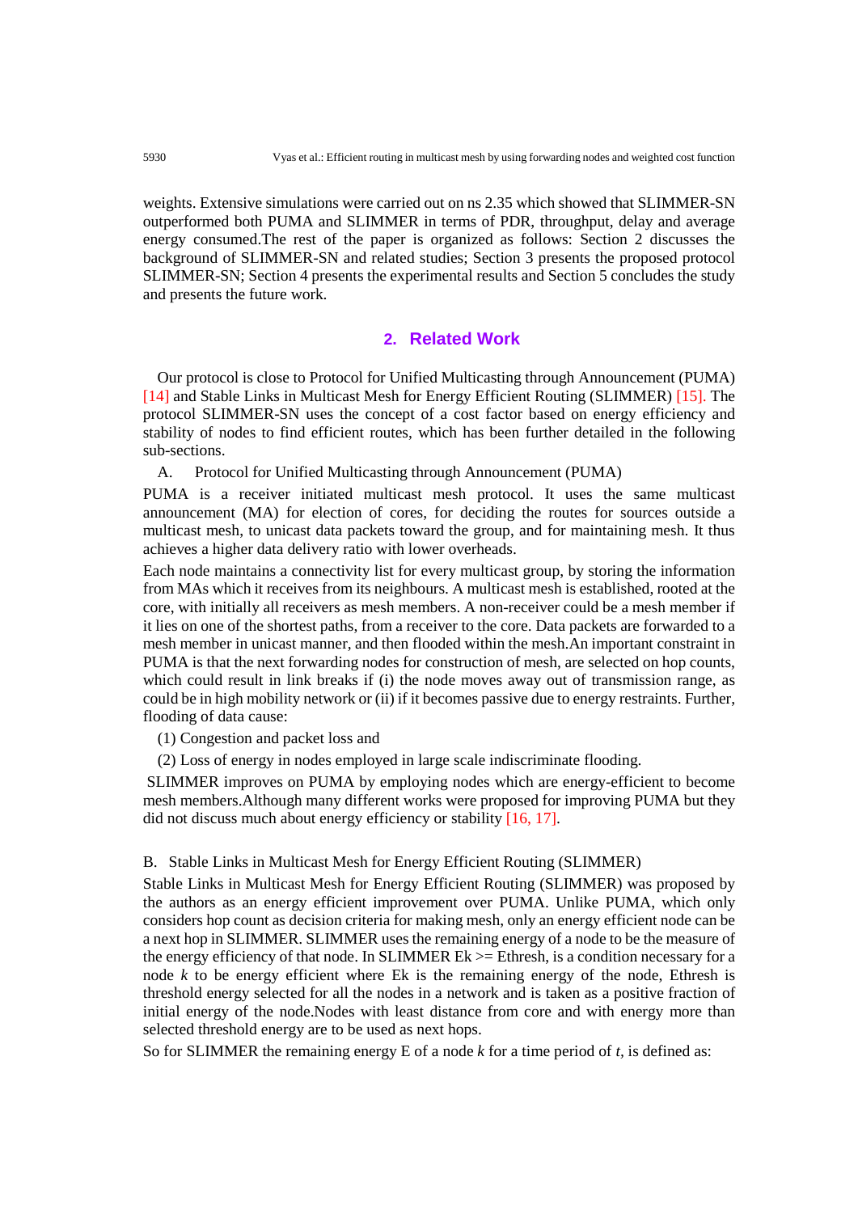weights. Extensive simulations were carried out on ns 2.35 which showed that SLIMMER-SN outperformed both PUMA and SLIMMER in terms of PDR, throughput, delay and average energy consumed.The rest of the paper is organized as follows: Section 2 discusses the background of SLIMMER-SN and related studies; Section 3 presents the proposed protocol SLIMMER-SN; Section 4 presents the experimental results and Section 5 concludes the study and presents the future work.

## 2. Related Work

Our protocol is close to Protocol for Unified Multicasting through Announcement (PUMA) [14] and Stable Links in Multicast Mesh for Energy Efficient Routing (SLIMMER) [15]. The protocol SLIMMER-SN uses the concept of a cost factor based on energy efficiency and stability of nodes to find efficient routes, which has been further detailed in the following sub-sections.

### A. Protocol for Unified Multicasting through Announcement (PUMA)

PUMA is a receiver initiated multicast mesh protocol. It uses the same multicast announcement (MA) for election of cores, for deciding the routes for sources outside a multicast mesh, to unicast data packets toward the group, and for maintaining mesh. It thus achieves a higher data delivery ratio with lower overheads.

Each node maintains a connectivity list for every multicast group, by storing the information from MAs which it receives from its neighbours. A multicast mesh is established, rooted at the core, with initially all receivers as mesh members. A non-receiver could be a mesh member if it lies on one of the shortest paths, from a receiver to the core. Data packets are forwarded to a mesh member in unicast manner, and then flooded within the mesh.An important constraint in PUMA is that the next forwarding nodes for construction of mesh, are selected on hop counts, which could result in link breaks if (i) the node moves away out of transmission range, as could be in high mobility network or (ii) if it becomes passive due to energy restraints. Further, flooding of data cause:

(1) Congestion and packet loss and

(2) Loss of energy in nodes employed in large scale indiscriminate flooding.

SLIMMER improves on PUMA by employing nodes which are energy-efficient to become mesh members.Although many different works were proposed for improving PUMA but they did not discuss much about energy efficiency or stability [16, 17].

### B. Stable Links in Multicast Mesh for Energy Efficient Routing (SLIMMER)

Stable Links in Multicast Mesh for Energy Efficient Routing (SLIMMER) was proposed by the authors as an energy efficient improvement over PUMA. Unlike PUMA, which only considers hop count as decision criteria for making mesh, only an energy efficient node can be a next hop in SLIMMER. SLIMMER uses the remaining energy of a node to be the measure of the energy efficiency of that node. In SLIMMER $E_k >= E_{thresh}$, is a condition necessary for a node *k* to be energy efficient where $E_k$ is the remaining energy of the node, $E_{thresh}$ is threshold energy selected for all the nodes in a network and is taken as a positive fraction of initial energy of the node.Nodes with least distance from core and with energy more than selected threshold energy are to be used as next hops.

So for SLIMMER the remaining energy E of a node *k* for a time period of *t*, is defined as: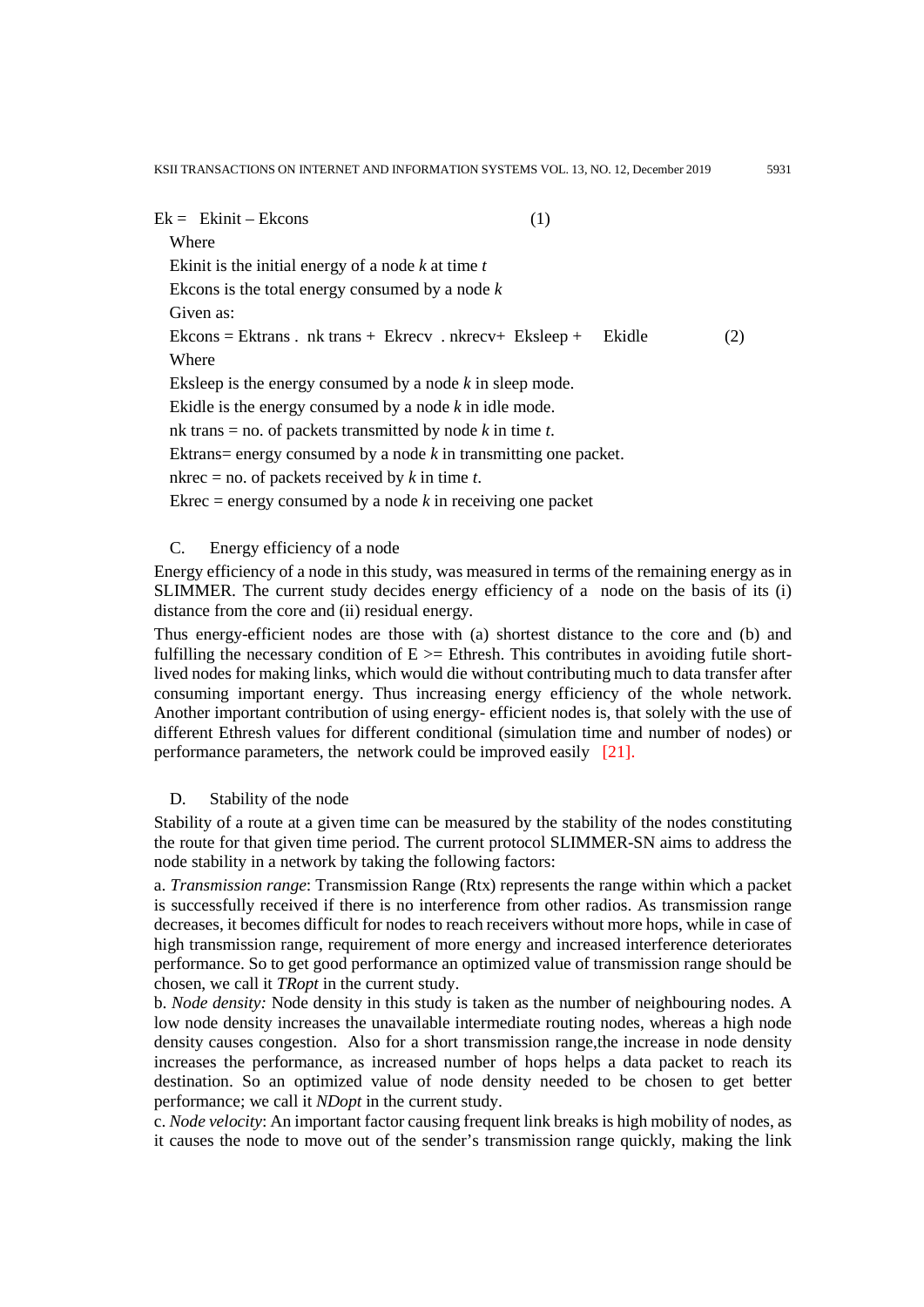$$Ek = Ekinit - Ekcons \quad (1)$$

Where

Ekinit is the initial energy of a node *k* at time *t*

Ekcons is the total energy consumed by a node *k*

Given as:

$$Ekcons = Ektrans \,.\, nk\,trans + Ekrecv \,.\, nkrecv + Eksleep + Ekidle \quad (2)$$

Where

Eksleep is the energy consumed by a node *k* in sleep mode.

Ekidle is the energy consumed by a node *k* in idle mode.

nk trans = no. of packets transmitted by node *k* in time *t*.

Ektrans= energy consumed by a node *k* in transmitting one packet.

nkrec = no. of packets received by *k* in time *t*.

Ekrec = energy consumed by a node *k* in receiving one packet

### C. Energy efficiency of a node

Energy efficiency of a node in this study, was measured in terms of the remaining energy as in SLIMMER. The current study decides energy efficiency of a node on the basis of its (i) distance from the core and (ii) residual energy.

Thus energy-efficient nodes are those with (a) shortest distance to the core and (b) and fulfilling the necessary condition of E >= Ethresh. This contributes in avoiding futile short-lived nodes for making links, which would die without contributing much to data transfer after consuming important energy. Thus increasing energy efficiency of the whole network. Another important contribution of using energy- efficient nodes is, that solely with the use of different Ethresh values for different conditional (simulation time and number of nodes) or performance parameters, the network could be improved easily [21].

### D. Stability of the node

Stability of a route at a given time can be measured by the stability of the nodes constituting the route for that given time period. The current protocol SLIMMER-SN aims to address the node stability in a network by taking the following factors:

a. *Transmission range*: Transmission Range (Rtx) represents the range within which a packet is successfully received if there is no interference from other radios. As transmission range decreases, it becomes difficult for nodes to reach receivers without more hops, while in case of high transmission range, requirement of more energy and increased interference deteriorates performance. So to get good performance an optimized value of transmission range should be chosen, we call it *TRopt* in the current study.

b. *Node density:* Node density in this study is taken as the number of neighbouring nodes. A low node density increases the unavailable intermediate routing nodes, whereas a high node density causes congestion. Also for a short transmission range,the increase in node density increases the performance, as increased number of hops helps a data packet to reach its destination. So an optimized value of node density needed to be chosen to get better performance; we call it *NDopt* in the current study.

c. *Node velocity*: An important factor causing frequent link breaks is high mobility of nodes, as it causes the node to move out of the sender's transmission range quickly, making the link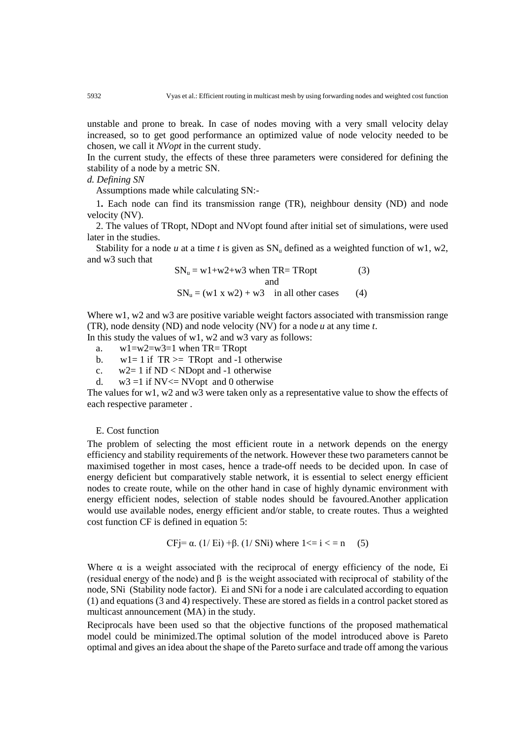unstable and prone to break. In case of nodes moving with a very small velocity delay increased, so to get good performance an optimized value of node velocity needed to be chosen, we call it *NVopt* in the current study.

In the current study, the effects of these three parameters were considered for defining the stability of a node by a metric SN.

*d. Defining SN*

Assumptions made while calculating SN:-

1. Each node can find its transmission range (TR), neighbour density (ND) and node velocity (NV).

2. The values of TRopt, NDopt and NVopt found after initial set of simulations, were used later in the studies.

Stability for a node *u* at a time *t* is given as $SN_u$ defined as a weighted function of w1, w2, and w3 such that

$$SN_u = w1+w2+w3 \text{ when TR= TRopt} \quad (3)$$

and

$$SN_u = (w1 \times w2) + w3 \quad \text{in all other cases} \quad (4)$$

Where w1, w2 and w3 are positive variable weight factors associated with transmission range (TR), node density (ND) and node velocity (NV) for a node *u* at any time *t*.

In this study the values of w1, w2 and w3 vary as follows:

a. w1=w2=w3=1 when TR= TRopt
b. w1= 1 if TR >= TRopt and -1 otherwise
c. w2= 1 if ND < NDopt and -1 otherwise
d. w3 =1 if NV<= NVopt and 0 otherwise

The values for w1, w2 and w3 were taken only as a representative value to show the effects of each respective parameter .

E. Cost function

The problem of selecting the most efficient route in a network depends on the energy efficiency and stability requirements of the network. However these two parameters cannot be maximised together in most cases, hence a trade-off needs to be decided upon. In case of energy deficient but comparatively stable network, it is essential to select energy efficient nodes to create route, while on the other hand in case of highly dynamic environment with energy efficient nodes, selection of stable nodes should be favoured.Another application would use available nodes, energy efficient and/or stable, to create routes. Thus a weighted cost function CF is defined in equation 5:

$$CFj= \alpha. (1/ Ei) +\beta. (1/ SNi) \text{ where } 1<= i < = n \quad (5)$$

Where $\alpha$ is a weight associated with the reciprocal of energy efficiency of the node, Ei (residual energy of the node) and $\beta$ is the weight associated with reciprocal of stability of the node, SNi (Stability node factor). Ei and SNi for a node i are calculated according to equation (1) and equations (3 and 4) respectively. These are stored as fields in a control packet stored as multicast announcement (MA) in the study.

Reciprocals have been used so that the objective functions of the proposed mathematical model could be minimized.The optimal solution of the model introduced above is Pareto optimal and gives an idea about the shape of the Pareto surface and trade off among the various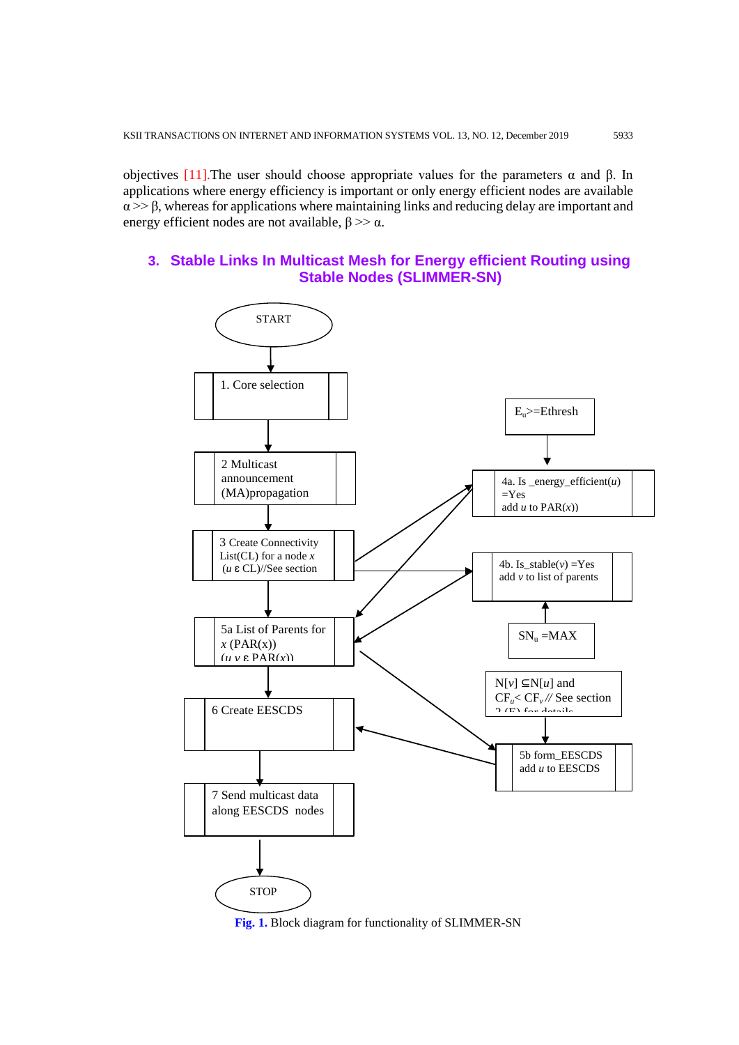objectives [11].The user should choose appropriate values for the parameters α and β. In applications where energy efficiency is important or only energy efficient nodes are available α >> β, whereas for applications where maintaining links and reducing delay are important and energy efficient nodes are not available, β >> α.

## 3. Stable Links In Multicast Mesh for Energy efficient Routing using Stable Nodes (SLIMMER-SN)

START

1. Core selection

2 Multicast announcement (MA)propagation

3 Create Connectivity List(CL) for a node *x* (*u* ε CL)//See section

$E_u$>=Ethresh

4a. Is _energy_efficient(*u*) =Yes add *u* to PAR(*x*))

4b. Is_stable(*v*) =Yes add *v* to list of parents

$SN_u$ =MAX

5a List of Parents for *x* (PAR(x)) (*u v* ε PAR(*x*))

N[*v*] ⊆N[*u*] and $CF_u$< $CF_v$// See section 2 (E) for details

5b form_EESCDS add *u* to EESCDS

6 Create EESCDS

7 Send multicast data along EESCDS nodes

STOP

**Fig. 1.** Block diagram for functionality of SLIMMER-SN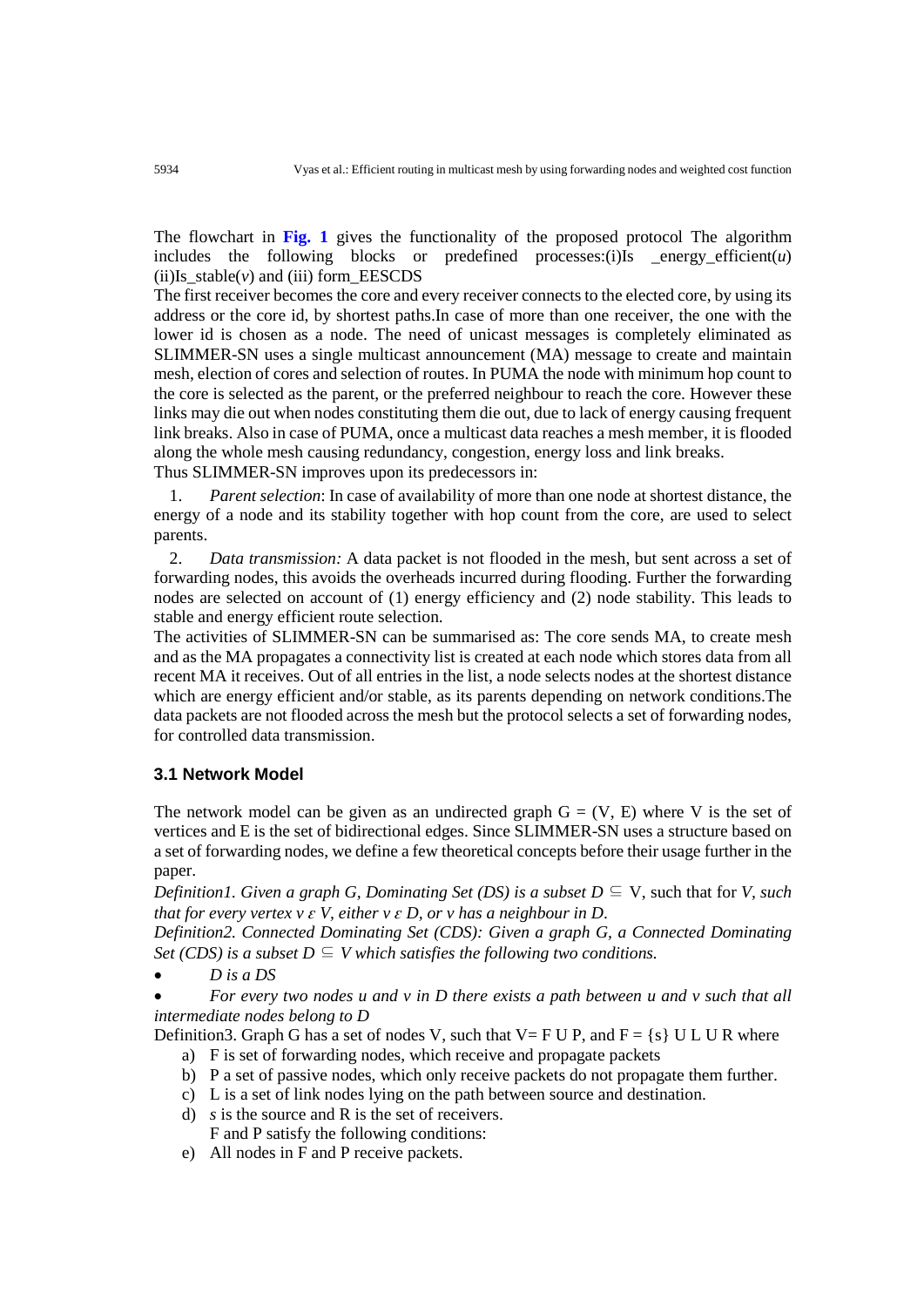The flowchart in **Fig. 1** gives the functionality of the proposed protocol The algorithm includes the following blocks or predefined processes:(i)Is _energy_efficient(*u*) (ii)Is_stable(*v*) and (iii) form_EESCDS

The first receiver becomes the core and every receiver connects to the elected core, by using its address or the core id, by shortest paths.In case of more than one receiver, the one with the lower id is chosen as a node. The need of unicast messages is completely eliminated as SLIMMER-SN uses a single multicast announcement (MA) message to create and maintain mesh, election of cores and selection of routes. In PUMA the node with minimum hop count to the core is selected as the parent, or the preferred neighbour to reach the core. However these links may die out when nodes constituting them die out, due to lack of energy causing frequent link breaks. Also in case of PUMA, once a multicast data reaches a mesh member, it is flooded along the whole mesh causing redundancy, congestion, energy loss and link breaks.

Thus SLIMMER-SN improves upon its predecessors in:

1. *Parent selection*: In case of availability of more than one node at shortest distance, the energy of a node and its stability together with hop count from the core, are used to select parents.
2. *Data transmission:* A data packet is not flooded in the mesh, but sent across a set of forwarding nodes, this avoids the overheads incurred during flooding. Further the forwarding nodes are selected on account of (1) energy efficiency and (2) node stability. This leads to stable and energy efficient route selection.

The activities of SLIMMER-SN can be summarised as: The core sends MA, to create mesh and as the MA propagates a connectivity list is created at each node which stores data from all recent MA it receives. Out of all entries in the list, a node selects nodes at the shortest distance which are energy efficient and/or stable, as its parents depending on network conditions.The data packets are not flooded across the mesh but the protocol selects a set of forwarding nodes, for controlled data transmission.

### 3.1 Network Model

The network model can be given as an undirected graph G = (V, E) where V is the set of vertices and E is the set of bidirectional edges. Since SLIMMER-SN uses a structure based on a set of forwarding nodes, we define a few theoretical concepts before their usage further in the paper.

*Definition1. Given a graph G, Dominating Set (DS) is a subset $D \subseteq$* V, such that for *V, such that for every vertex $v \in V$, either $v \in D$, or v has a neighbour in D.*

*Definition2. Connected Dominating Set (CDS): Given a graph G, a Connected Dominating Set (CDS) is a subset $D \subseteq V$ which satisfies the following two conditions.*

- *D is a DS*
- *For every two nodes u and v in D there exists a path between u and v such that all intermediate nodes belong to D*

Definition3. Graph G has a set of nodes V, such that V= F U P, and F = {s} U L U R where

a) F is set of forwarding nodes, which receive and propagate packets
b) P a set of passive nodes, which only receive packets do not propagate them further.
c) L is a set of link nodes lying on the path between source and destination.
d) *s* is the source and R is the set of receivers.
   F and P satisfy the following conditions:
e) All nodes in F and P receive packets.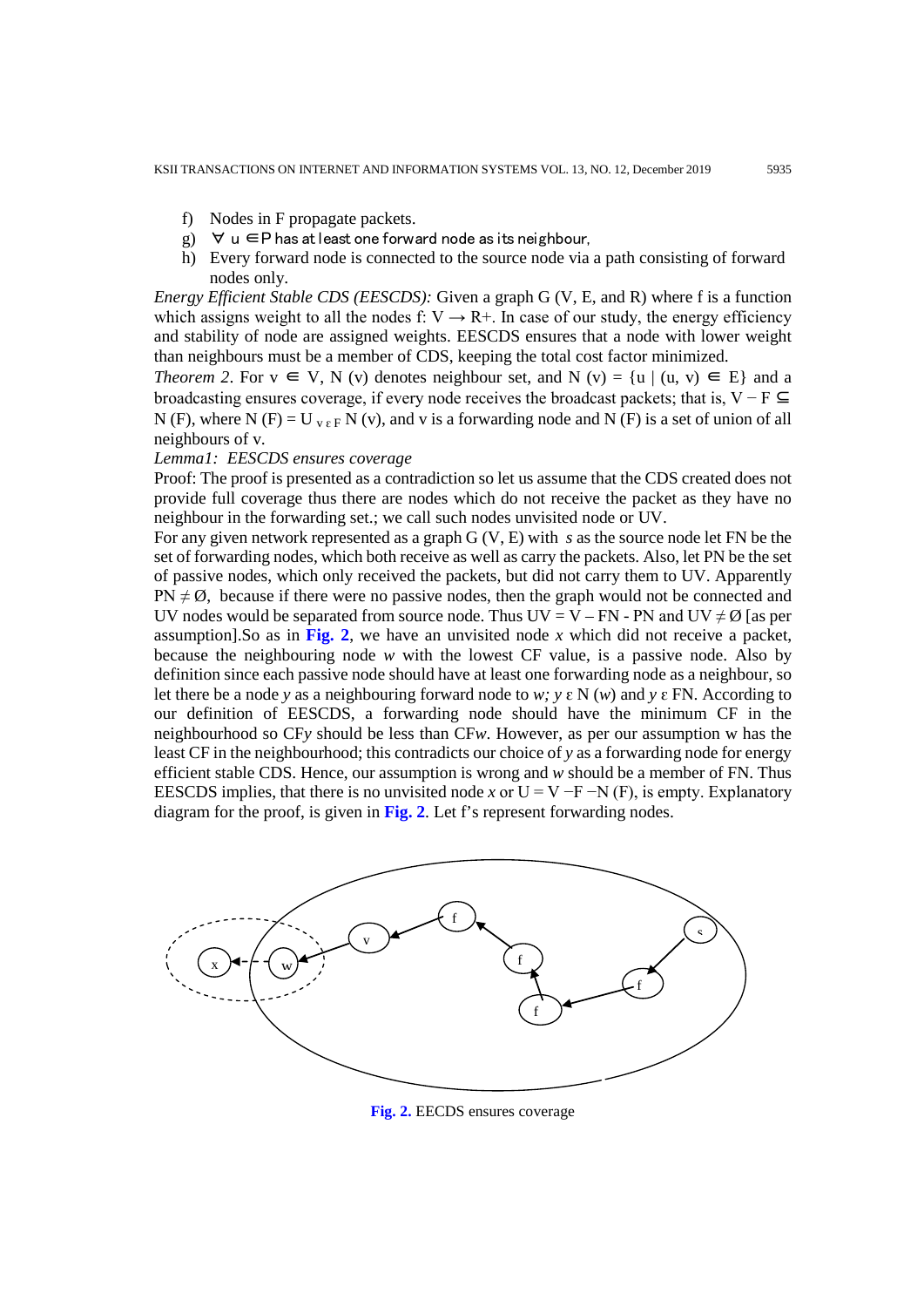f) Nodes in F propagate packets.
g) $\forall$ u $\in$P has at least one forward node as its neighbour,
h) Every forward node is connected to the source node via a path consisting of forward nodes only.

*Energy Efficient Stable CDS (EESCDS):* Given a graph G (V, E, and R) where f is a function which assigns weight to all the nodes f: V → R+. In case of our study, the energy efficiency and stability of node are assigned weights. EESCDS ensures that a node with lower weight than neighbours must be a member of CDS, keeping the total cost factor minimized.

*Theorem 2*. For v $\in$ V, N (v) denotes neighbour set, and N (v) = {u | (u, v) $\in$ E} and a broadcasting ensures coverage, if every node receives the broadcast packets; that is, $V - F \subseteq N(F)$, where $N(F) = U_{v \varepsilon F} N(v)$, and v is a forwarding node and N (F) is a set of union of all neighbours of v.

*Lemma1: EESCDS ensures coverage*

Proof: The proof is presented as a contradiction so let us assume that the CDS created does not provide full coverage thus there are nodes which do not receive the packet as they have no neighbour in the forwarding set.; we call such nodes unvisited node or UV.

For any given network represented as a graph G (V, E) with *s* as the source node let FN be the set of forwarding nodes, which both receive as well as carry the packets. Also, let PN be the set of passive nodes, which only received the packets, but did not carry them to UV. Apparently $PN \neq \emptyset$, because if there were no passive nodes, then the graph would not be connected and UV nodes would be separated from source node. Thus UV = V – FN - PN and $UV \neq \emptyset$ [as per assumption].So as in **Fig. 2**, we have an unvisited node *x* which did not receive a packet, because the neighbouring node *w* with the lowest CF value, is a passive node. Also by definition since each passive node should have at least one forwarding node as a neighbour, so let there be a node *y* as a neighbouring forward node to *w; y* ε N (*w*) and *y* ε FN. According to our definition of EESCDS, a forwarding node should have the minimum CF in the neighbourhood so CF*y* should be less than CF*w*. However, as per our assumption w has the least CF in the neighbourhood; this contradicts our choice of *y* as a forwarding node for energy efficient stable CDS. Hence, our assumption is wrong and *w* should be a member of FN. Thus EESCDS implies, that there is no unvisited node *x* or U = V −F −N (F), is empty. Explanatory diagram for the proof, is given in **Fig. 2**. Let f's represent forwarding nodes.

**Fig. 2.** EECDS ensures coverage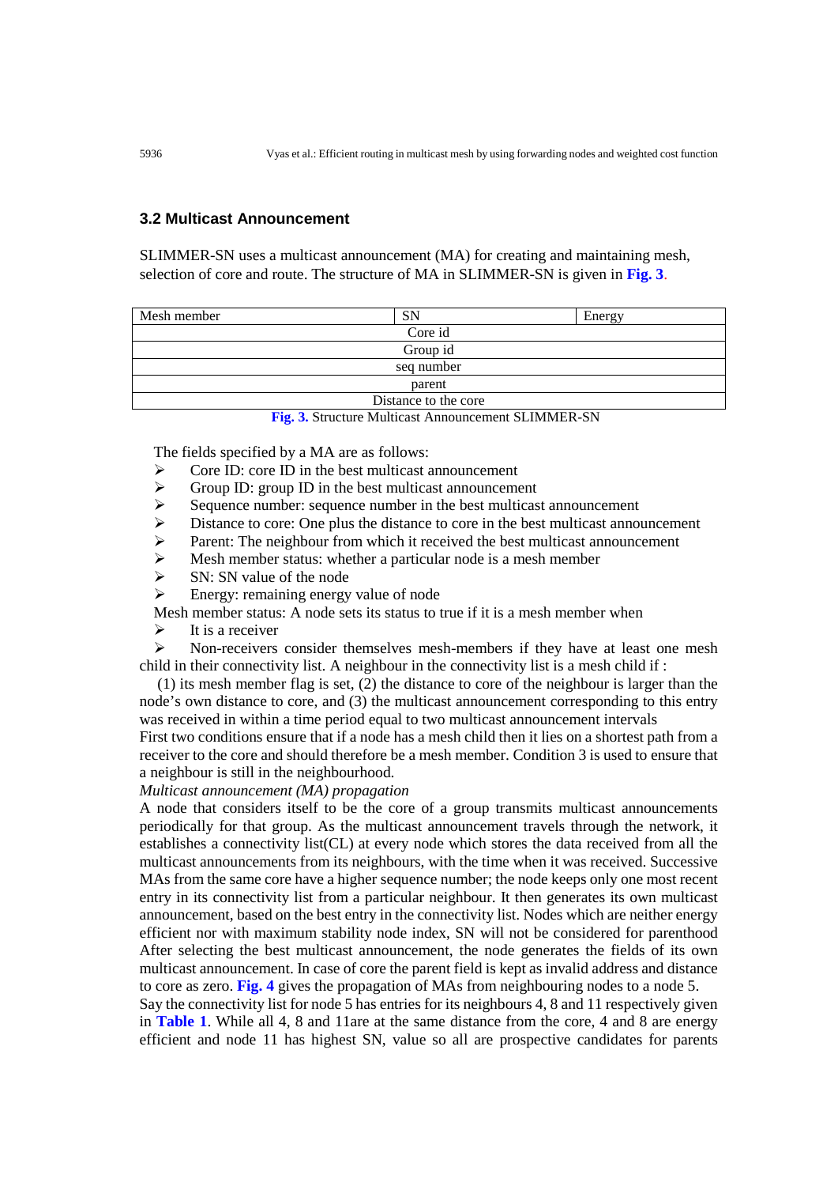### 3.2 Multicast Announcement

SLIMMER-SN uses a multicast announcement (MA) for creating and maintaining mesh, selection of core and route. The structure of MA in SLIMMER-SN is given in **Fig. 3**.

| Mesh member | SN | Energy |
|---|---|---|
| Core id | | |
| Group id | | |
| seq number | | |
| parent | | |
| Distance to the core | | |

**Fig. 3.** Structure Multicast Announcement SLIMMER-SN

The fields specified by a MA are as follows:

- Core ID: core ID in the best multicast announcement
- Group ID: group ID in the best multicast announcement
- Sequence number: sequence number in the best multicast announcement
- Distance to core: One plus the distance to core in the best multicast announcement
- Parent: The neighbour from which it received the best multicast announcement
- Mesh member status: whether a particular node is a mesh member
- SN: SN value of the node
- Energy: remaining energy value of node

Mesh member status: A node sets its status to true if it is a mesh member when

- It is a receiver
- Non-receivers consider themselves mesh-members if they have at least one mesh child in their connectivity list. A neighbour in the connectivity list is a mesh child if :

(1) its mesh member flag is set, (2) the distance to core of the neighbour is larger than the node's own distance to core, and (3) the multicast announcement corresponding to this entry was received in within a time period equal to two multicast announcement intervals

First two conditions ensure that if a node has a mesh child then it lies on a shortest path from a receiver to the core and should therefore be a mesh member. Condition 3 is used to ensure that a neighbour is still in the neighbourhood.

*Multicast announcement (MA) propagation*

A node that considers itself to be the core of a group transmits multicast announcements periodically for that group. As the multicast announcement travels through the network, it establishes a connectivity list(CL) at every node which stores the data received from all the multicast announcements from its neighbours, with the time when it was received. Successive MAs from the same core have a higher sequence number; the node keeps only one most recent entry in its connectivity list from a particular neighbour. It then generates its own multicast announcement, based on the best entry in the connectivity list. Nodes which are neither energy efficient nor with maximum stability node index, SN will not be considered for parenthood After selecting the best multicast announcement, the node generates the fields of its own multicast announcement. In case of core the parent field is kept as invalid address and distance to core as zero. **Fig. 4** gives the propagation of MAs from neighbouring nodes to a node 5.

Say the connectivity list for node 5 has entries for its neighbours 4, 8 and 11 respectively given in **Table 1**. While all 4, 8 and 11are at the same distance from the core, 4 and 8 are energy efficient and node 11 has highest SN, value so all are prospective candidates for parents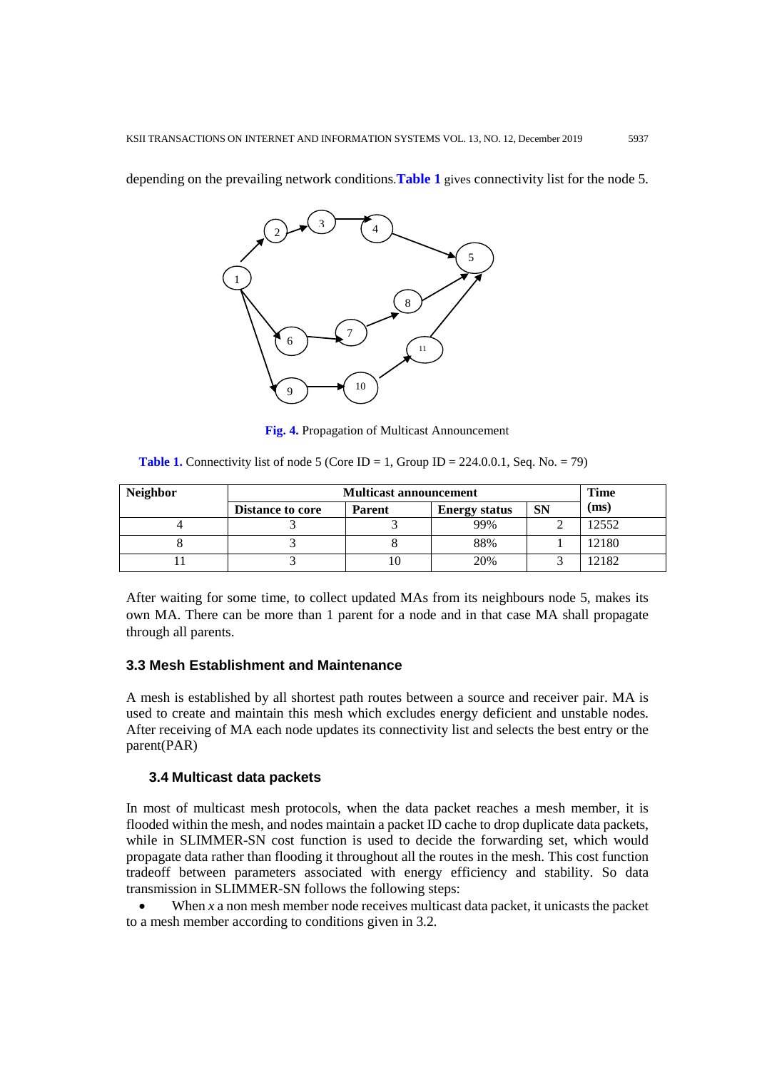depending on the prevailing network conditions.**Table 1** gives connectivity list for the node 5.

**Fig. 4.** Propagation of Multicast Announcement

**Table 1.** Connectivity list of node 5 (Core ID = 1, Group ID = 224.0.0.1, Seq. No. = 79)

| Neighbor | Multicast announcement | | | | Time (ms) |
|---|---|---|---|---|---|
| | Distance to core | Parent | Energy status | SN | |
| 4 | 3 | 3 | 99% | 2 | 12552 |
| 8 | 3 | 8 | 88% | 1 | 12180 |
| 11 | 3 | 10 | 20% | 3 | 12182 |

After waiting for some time, to collect updated MAs from its neighbours node 5, makes its own MA. There can be more than 1 parent for a node and in that case MA shall propagate through all parents.

### 3.3 Mesh Establishment and Maintenance

A mesh is established by all shortest path routes between a source and receiver pair. MA is used to create and maintain this mesh which excludes energy deficient and unstable nodes. After receiving of MA each node updates its connectivity list and selects the best entry or the parent(PAR)

### 3.4 Multicast data packets

In most of multicast mesh protocols, when the data packet reaches a mesh member, it is flooded within the mesh, and nodes maintain a packet ID cache to drop duplicate data packets, while in SLIMMER-SN cost function is used to decide the forwarding set, which would propagate data rather than flooding it throughout all the routes in the mesh. This cost function tradeoff between parameters associated with energy efficiency and stability. So data transmission in SLIMMER-SN follows the following steps:

- When $x$ a non mesh member node receives multicast data packet, it unicasts the packet to a mesh member according to conditions given in 3.2.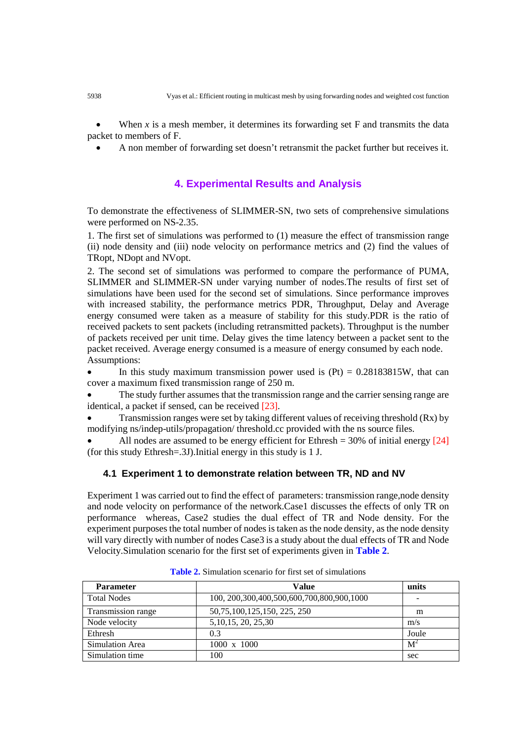- When *x* is a mesh member, it determines its forwarding set F and transmits the data packet to members of F.
- A non member of forwarding set doesn't retransmit the packet further but receives it.

## 4. Experimental Results and Analysis

To demonstrate the effectiveness of SLIMMER-SN, two sets of comprehensive simulations were performed on NS-2.35.

1. The first set of simulations was performed to (1) measure the effect of transmission range (ii) node density and (iii) node velocity on performance metrics and (2) find the values of TRopt, NDopt and NVopt.

2. The second set of simulations was performed to compare the performance of PUMA, SLIMMER and SLIMMER-SN under varying number of nodes.The results of first set of simulations have been used for the second set of simulations. Since performance improves with increased stability, the performance metrics PDR, Throughput, Delay and Average energy consumed were taken as a measure of stability for this study.PDR is the ratio of received packets to sent packets (including retransmitted packets). Throughput is the number of packets received per unit time. Delay gives the time latency between a packet sent to the packet received. Average energy consumed is a measure of energy consumed by each node.

Assumptions:

- In this study maximum transmission power used is (Pt) = 0.28183815W, that can cover a maximum fixed transmission range of 250 m.
- The study further assumes that the transmission range and the carrier sensing range are identical, a packet if sensed, can be received [23].
- Transmission ranges were set by taking different values of receiving threshold (Rx) by modifying ns/indep-utils/propagation/ threshold.cc provided with the ns source files.
- All nodes are assumed to be energy efficient for Ethresh = 30% of initial energy [24] (for this study Ethresh=.3J).Initial energy in this study is 1 J.

### 4.1 Experiment 1 to demonstrate relation between TR, ND and NV

Experiment 1 was carried out to find the effect of parameters: transmission range,node density and node velocity on performance of the network.Case1 discusses the effects of only TR on performance whereas, Case2 studies the dual effect of TR and Node density. For the experiment purposes the total number of nodes is taken as the node density, as the node density will vary directly with number of nodes Case3 is a study about the dual effects of TR and Node Velocity.Simulation scenario for the first set of experiments given in **Table 2**.

**Table 2.** Simulation scenario for first set of simulations

| Parameter | Value | units |
|---|---|---|
| Total Nodes | 100, 200,300,400,500,600,700,800,900,1000 | - |
| Transmission range | 50,75,100,125,150, 225, 250 | m |
| Node velocity | 5,10,15, 20, 25,30 | m/s |
| Ethresh | 0.3 | Joule |
| Simulation Area | 1000 x 1000 | $M^2$ |
| Simulation time | 100 | sec |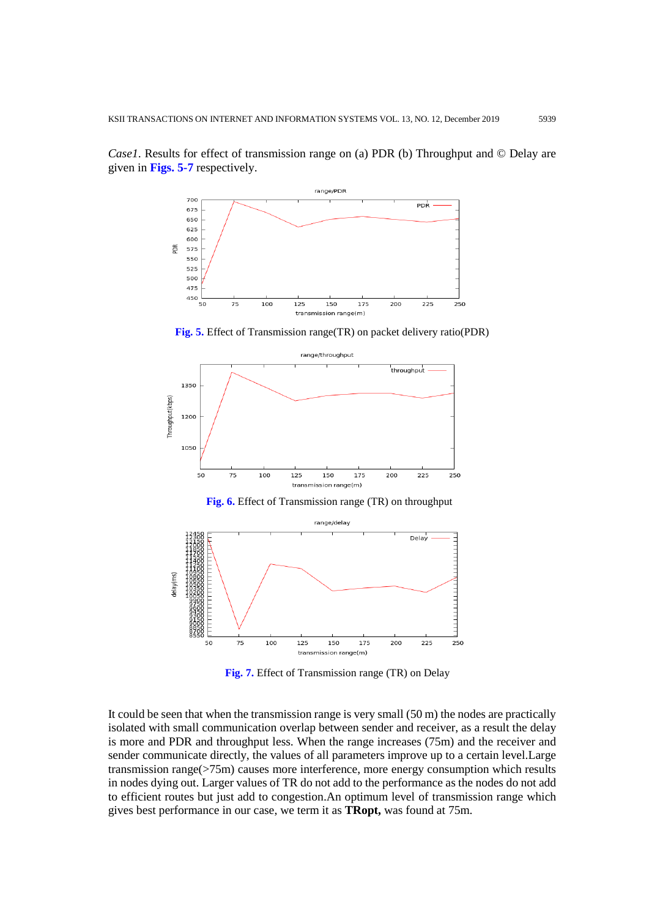*Case1*. Results for effect of transmission range on (a) PDR (b) Throughput and © Delay are given in **Figs. 5-7** respectively.

**Fig. 5.** Effect of Transmission range(TR) on packet delivery ratio(PDR)

**Fig. 6.** Effect of Transmission range (TR) on throughput

**Fig. 7.** Effect of Transmission range (TR) on Delay

It could be seen that when the transmission range is very small (50 m) the nodes are practically isolated with small communication overlap between sender and receiver, as a result the delay is more and PDR and throughput less. When the range increases (75m) and the receiver and sender communicate directly, the values of all parameters improve up to a certain level.Large transmission range(>75m) causes more interference, more energy consumption which results in nodes dying out. Larger values of TR do not add to the performance as the nodes do not add to efficient routes but just add to congestion.An optimum level of transmission range which gives best performance in our case, we term it as **TRopt,** was found at 75m.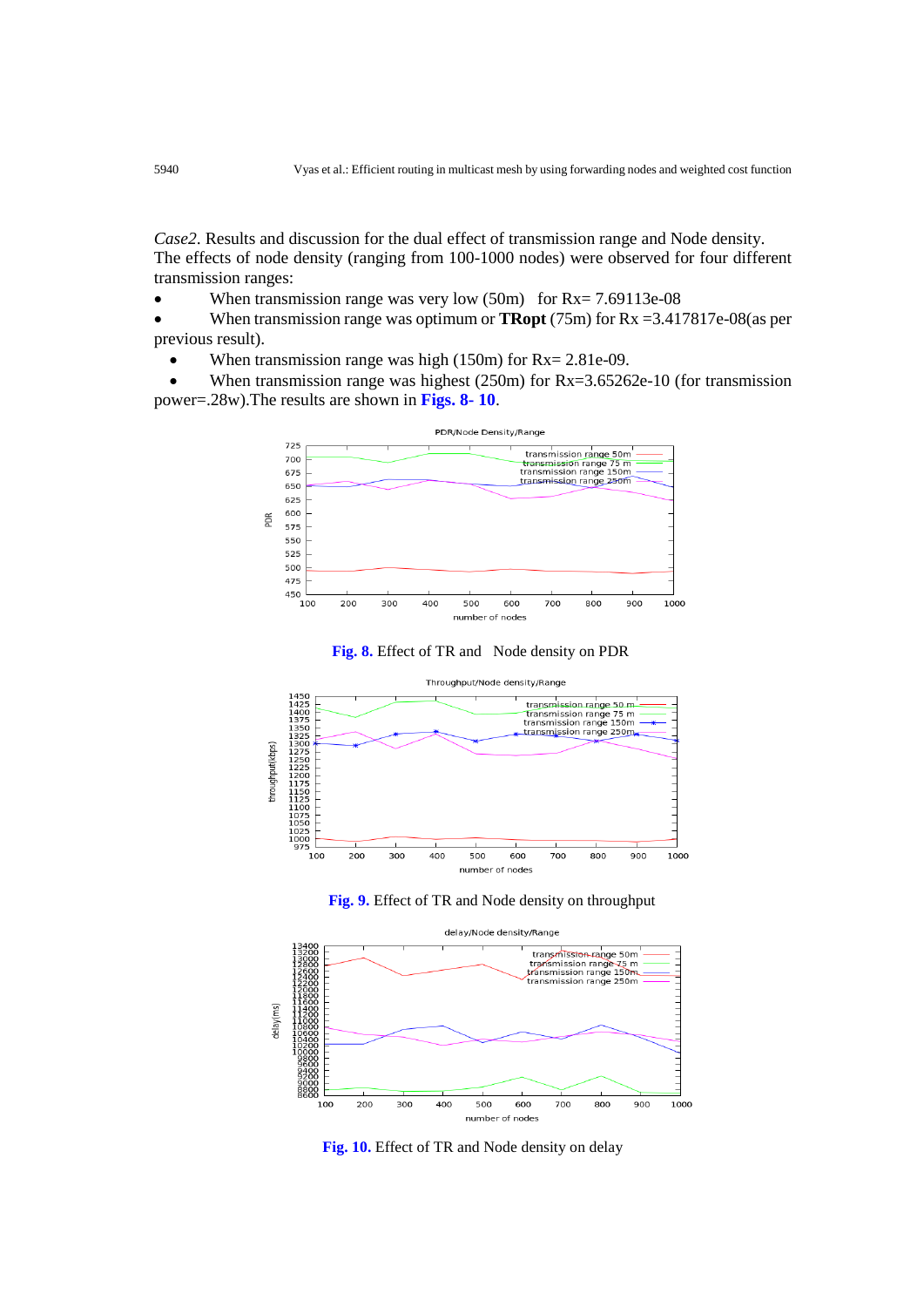*Case2.* Results and discussion for the dual effect of transmission range and Node density. The effects of node density (ranging from 100-1000 nodes) were observed for four different transmission ranges:

- When transmission range was very low (50m) for Rx= 7.69113e-08
- When transmission range was optimum or **TRopt** (75m) for Rx =3.417817e-08(as per previous result).
- When transmission range was high (150m) for Rx= 2.81e-09.
- When transmission range was highest (250m) for Rx=3.65262e-10 (for transmission power=.28w).The results are shown in **Figs. 8- 10**.

**Fig. 8.** Effect of TR and Node density on PDR

**Fig. 9.** Effect of TR and Node density on throughput

**Fig. 10.** Effect of TR and Node density on delay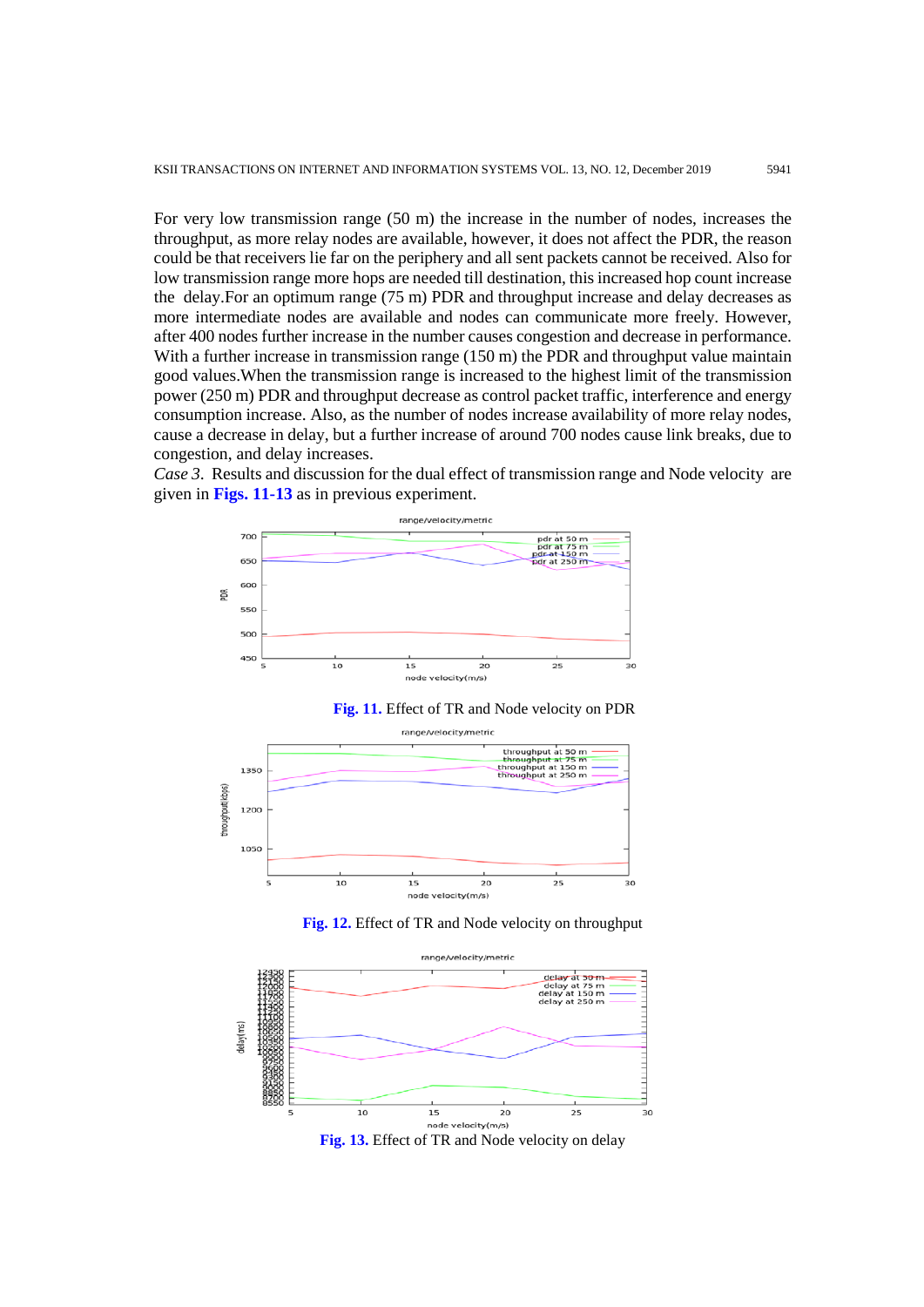For very low transmission range (50 m) the increase in the number of nodes, increases the throughput, as more relay nodes are available, however, it does not affect the PDR, the reason could be that receivers lie far on the periphery and all sent packets cannot be received. Also for low transmission range more hops are needed till destination, this increased hop count increase the delay.For an optimum range (75 m) PDR and throughput increase and delay decreases as more intermediate nodes are available and nodes can communicate more freely. However, after 400 nodes further increase in the number causes congestion and decrease in performance. With a further increase in transmission range (150 m) the PDR and throughput value maintain good values.When the transmission range is increased to the highest limit of the transmission power (250 m) PDR and throughput decrease as control packet traffic, interference and energy consumption increase. Also, as the number of nodes increase availability of more relay nodes, cause a decrease in delay, but a further increase of around 700 nodes cause link breaks, due to congestion, and delay increases.

*Case 3*. Results and discussion for the dual effect of transmission range and Node velocity are given in **Figs. 11-13** as in previous experiment.

**Fig. 11.** Effect of TR and Node velocity on PDR

**Fig. 12.** Effect of TR and Node velocity on throughput

**Fig. 13.** Effect of TR and Node velocity on delay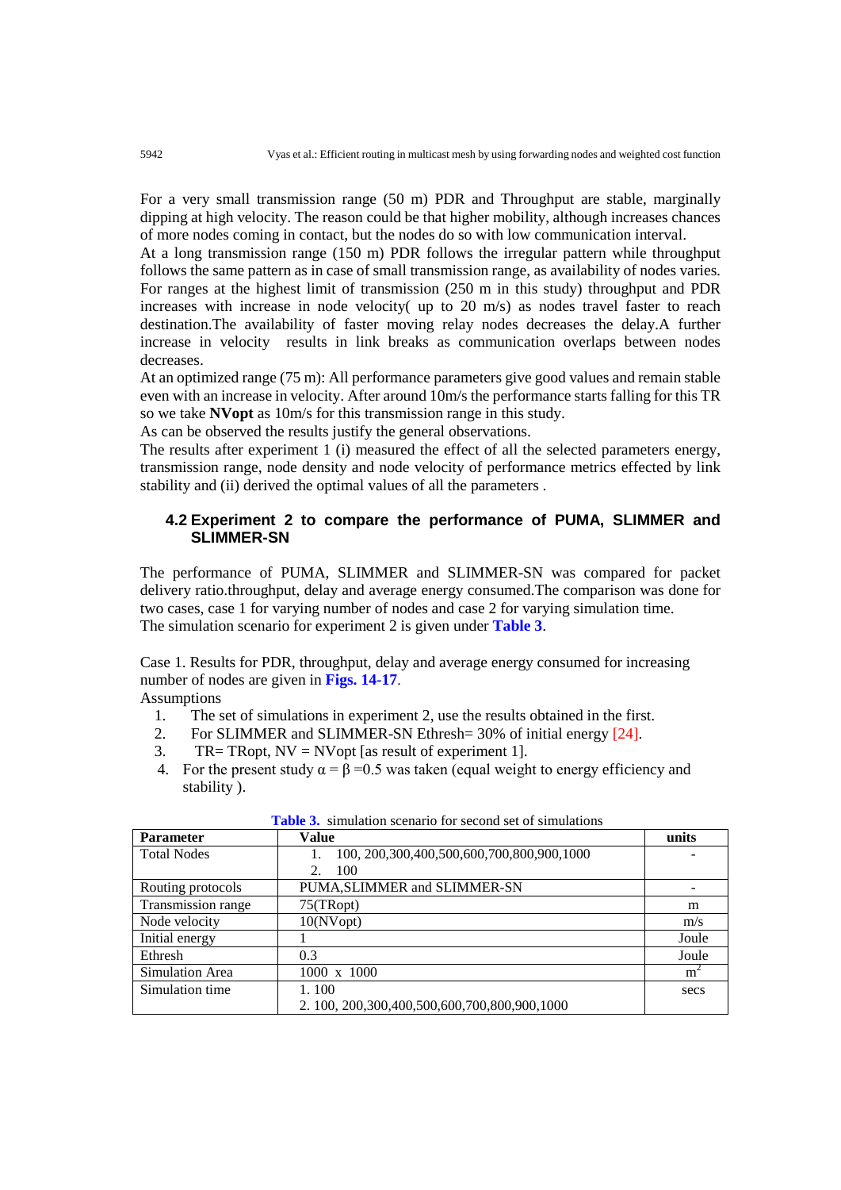For a very small transmission range (50 m) PDR and Throughput are stable, marginally dipping at high velocity. The reason could be that higher mobility, although increases chances of more nodes coming in contact, but the nodes do so with low communication interval.

At a long transmission range (150 m) PDR follows the irregular pattern while throughput follows the same pattern as in case of small transmission range, as availability of nodes varies. For ranges at the highest limit of transmission (250 m in this study) throughput and PDR increases with increase in node velocity( up to 20 m/s) as nodes travel faster to reach destination.The availability of faster moving relay nodes decreases the delay.A further increase in velocity results in link breaks as communication overlaps between nodes decreases.

At an optimized range (75 m): All performance parameters give good values and remain stable even with an increase in velocity. After around 10m/s the performance starts falling for this TR so we take **NVopt** as 10m/s for this transmission range in this study.

As can be observed the results justify the general observations.

The results after experiment 1 (i) measured the effect of all the selected parameters energy, transmission range, node density and node velocity of performance metrics effected by link stability and (ii) derived the optimal values of all the parameters .

### 4.2 Experiment 2 to compare the performance of PUMA, SLIMMER and SLIMMER-SN

The performance of PUMA, SLIMMER and SLIMMER-SN was compared for packet delivery ratio.throughput, delay and average energy consumed.The comparison was done for two cases, case 1 for varying number of nodes and case 2 for varying simulation time.

The simulation scenario for experiment 2 is given under **Table 3**.

Case 1. Results for PDR, throughput, delay and average energy consumed for increasing number of nodes are given in **Figs. 14-17**.

Assumptions

1. The set of simulations in experiment 2, use the results obtained in the first.
2. For SLIMMER and SLIMMER-SN Ethresh= 30% of initial energy [24].
3. TR= TRopt, NV = NVopt [as result of experiment 1].
4. For the present study $\alpha = \beta = 0.5$ was taken (equal weight to energy efficiency and stability ).

**Table 3.** simulation scenario for second set of simulations

| Parameter | Value | units |
|---|---|---|
| Total Nodes | 1. 100, 200,300,400,500,600,700,800,900,1000<br>2. 100 | - |
| Routing protocols | PUMA,SLIMMER and SLIMMER-SN | - |
| Transmission range | 75(TRopt) | m |
| Node velocity | 10(NVopt) | m/s |
| Initial energy | 1 | Joule |
| Ethresh | 0.3 | Joule |
| Simulation Area | 1000 x 1000 | $m^2$ |
| Simulation time | 1. 100<br>2. 100, 200,300,400,500,600,700,800,900,1000 | secs |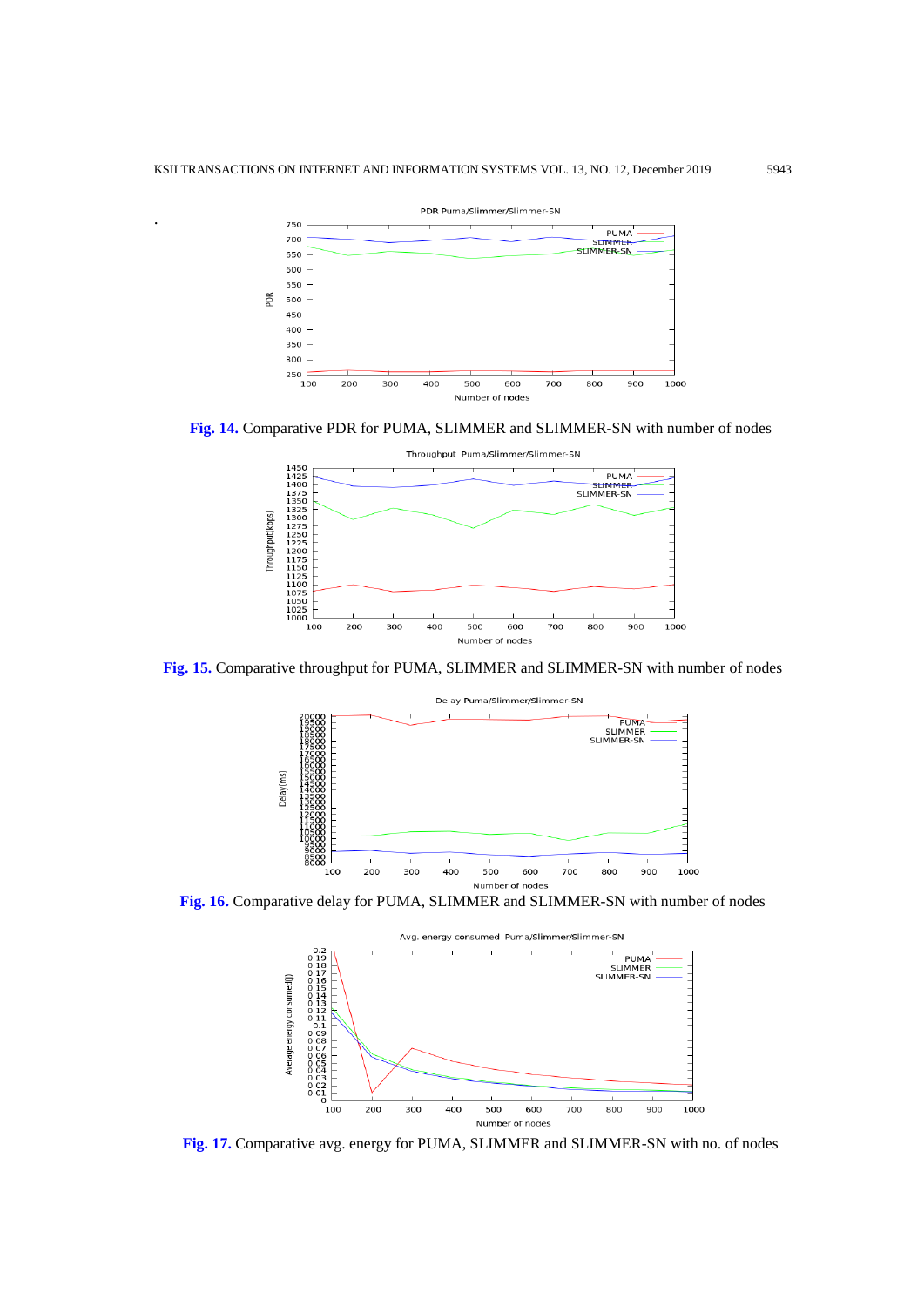Fig. 14. Comparative PDR for PUMA, SLIMMER and SLIMMER-SN with number of nodes

Fig. 15. Comparative throughput for PUMA, SLIMMER and SLIMMER-SN with number of nodes

Fig. 16. Comparative delay for PUMA, SLIMMER and SLIMMER-SN with number of nodes

Fig. 17. Comparative avg. energy for PUMA, SLIMMER and SLIMMER-SN with no. of nodes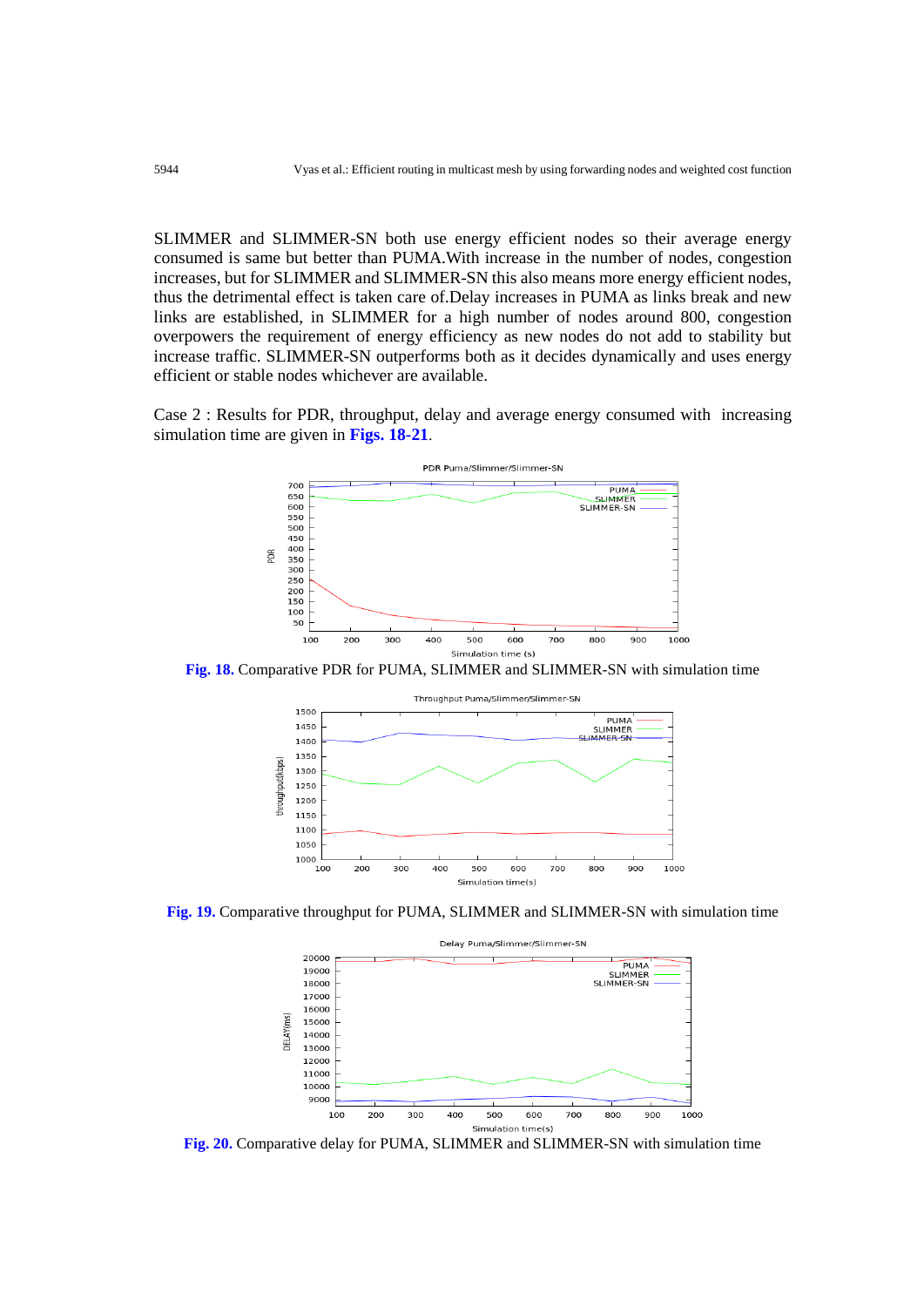SLIMMER and SLIMMER-SN both use energy efficient nodes so their average energy consumed is same but better than PUMA.With increase in the number of nodes, congestion increases, but for SLIMMER and SLIMMER-SN this also means more energy efficient nodes, thus the detrimental effect is taken care of.Delay increases in PUMA as links break and new links are established, in SLIMMER for a high number of nodes around 800, congestion overpowers the requirement of energy efficiency as new nodes do not add to stability but increase traffic. SLIMMER-SN outperforms both as it decides dynamically and uses energy efficient or stable nodes whichever are available.

Case 2 : Results for PDR, throughput, delay and average energy consumed with increasing simulation time are given in **Figs. 18-21**.

**Fig. 18.** Comparative PDR for PUMA, SLIMMER and SLIMMER-SN with simulation time

**Fig. 19.** Comparative throughput for PUMA, SLIMMER and SLIMMER-SN with simulation time

**Fig. 20.** Comparative delay for PUMA, SLIMMER and SLIMMER-SN with simulation time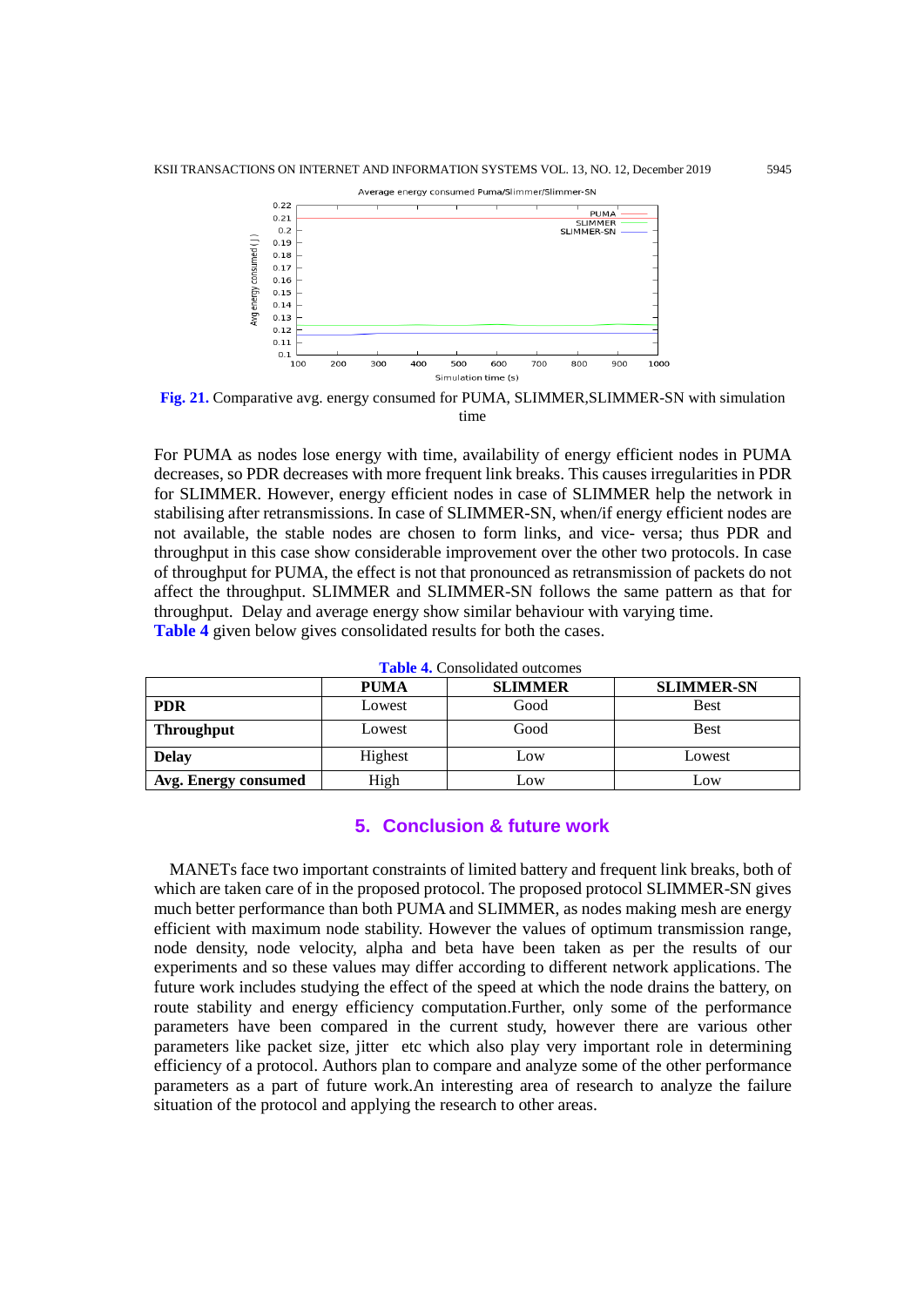Fig. 21. Comparative avg. energy consumed for PUMA, SLIMMER,SLIMMER-SN with simulation time

For PUMA as nodes lose energy with time, availability of energy efficient nodes in PUMA decreases, so PDR decreases with more frequent link breaks. This causes irregularities in PDR for SLIMMER. However, energy efficient nodes in case of SLIMMER help the network in stabilising after retransmissions. In case of SLIMMER-SN, when/if energy efficient nodes are not available, the stable nodes are chosen to form links, and vice- versa; thus PDR and throughput in this case show considerable improvement over the other two protocols. In case of throughput for PUMA, the effect is not that pronounced as retransmission of packets do not affect the throughput. SLIMMER and SLIMMER-SN follows the same pattern as that for throughput. Delay and average energy show similar behaviour with varying time.
**Table 4** given below gives consolidated results for both the cases.

**Table 4.** Consolidated outcomes

| | PUMA | SLIMMER | SLIMMER-SN |
|---|---|---|---|
| **PDR** | Lowest | Good | Best |
| **Throughput** | Lowest | Good | Best |
| **Delay** | Highest | Low | Lowest |
| **Avg. Energy consumed** | High | Low | Low |

## 5. Conclusion & future work

MANETs face two important constraints of limited battery and frequent link breaks, both of which are taken care of in the proposed protocol. The proposed protocol SLIMMER-SN gives much better performance than both PUMA and SLIMMER, as nodes making mesh are energy efficient with maximum node stability. However the values of optimum transmission range, node density, node velocity, alpha and beta have been taken as per the results of our experiments and so these values may differ according to different network applications. The future work includes studying the effect of the speed at which the node drains the battery, on route stability and energy efficiency computation.Further, only some of the performance parameters have been compared in the current study, however there are various other parameters like packet size, jitter etc which also play very important role in determining efficiency of a protocol. Authors plan to compare and analyze some of the other performance parameters as a part of future work.An interesting area of research to analyze the failure situation of the protocol and applying the research to other areas.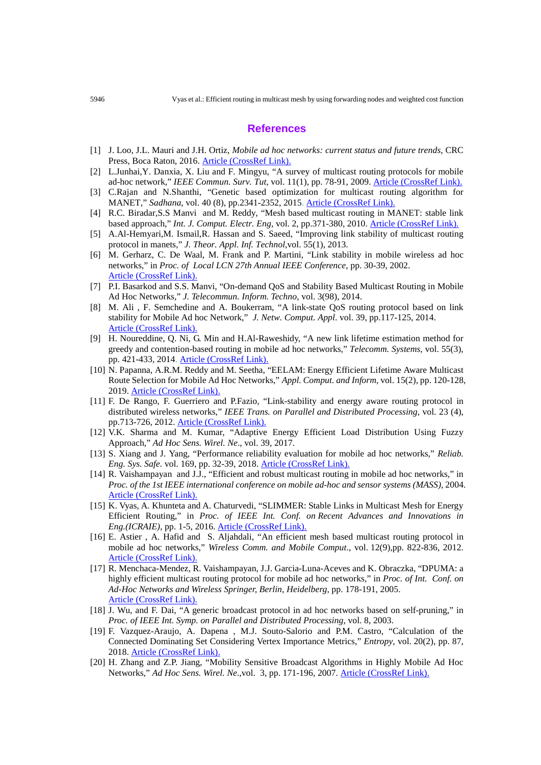## References

[1] J. Loo, J.L. Mauri and J.H. Ortiz, *Mobile ad hoc networks: current status and future trends*, CRC Press, Boca Raton, 2016. Article (CrossRef Link).

[2] L.Junhai,Y. Danxia, X. Liu and F. Mingyu, "A survey of multicast routing protocols for mobile ad-hoc network," *IEEE Commun. Surv. Tut*, vol. 11(1), pp. 78-91, 2009. Article (CrossRef Link).

[3] C.Rajan and N.Shanthi, "Genetic based optimization for multicast routing algorithm for MANET," *Sadhana*, vol. 40 (8), pp.2341-2352, 2015. Article (CrossRef Link).

[4] R.C. Biradar,S.S Manvi and M. Reddy, "Mesh based multicast routing in MANET: stable link based approach," *Int. J. Comput. Electr. Eng*, vol. 2, pp.371-380, 2010. Article (CrossRef Link).

[5] A.Al-Hemyari,M. Ismail,R. Hassan and S. Saeed, "Improving link stability of multicast routing protocol in manets," *J. Theor. Appl. Inf. Technol*,vol. 55(1), 2013.

[6] M. Gerharz, C. De Waal, M. Frank and P. Martini, "Link stability in mobile wireless ad hoc networks," in *Proc. of Local LCN 27th Annual IEEE Conference*, pp. 30-39, 2002. Article (CrossRef Link).

[7] P.I. Basarkod and S.S. Manvi, "On-demand QoS and Stability Based Multicast Routing in Mobile Ad Hoc Networks," *J. Telecommun. Inform. Techno*, vol. 3(98), 2014.

[8] M. Ali , F. Semchedine and A. Boukerram, "A link-state QoS routing protocol based on link stability for Mobile Ad hoc Network," *J. Netw. Comput. Appl*. vol. 39, pp.117-125, 2014. Article (CrossRef Link).

[9] H. Noureddine, Q. Ni, G. Min and H.Al-Raweshidy, "A new link lifetime estimation method for greedy and contention-based routing in mobile ad hoc networks," *Telecomm. Systems*, vol. 55(3), pp. 421-433, 2014. Article (CrossRef Link).

[10] N. Papanna, A.R.M. Reddy and M. Seetha, "EELAM: Energy Efficient Lifetime Aware Multicast Route Selection for Mobile Ad Hoc Networks," *Appl. Comput. and Inform*, vol. 15(2), pp. 120-128, 2019. Article (CrossRef Link).

[11] F. De Rango, F. Guerriero and P.Fazio, "Link-stability and energy aware routing protocol in distributed wireless networks," *IEEE Trans. on Parallel and Distributed Processing*, vol. 23 (4), pp.713-726, 2012. Article (CrossRef Link).

[12] V.K. Sharma and M. Kumar, "Adaptive Energy Efficient Load Distribution Using Fuzzy Approach," *Ad Hoc Sens. Wirel. Ne*., vol. 39, 2017.

[13] S. Xiang and J. Yang, "Performance reliability evaluation for mobile ad hoc networks," *Reliab. Eng. Sys. Safe.* vol. 169, pp. 32-39, 2018. Article (CrossRef Link).

[14] R. Vaishampayan and J.J., "Efficient and robust multicast routing in mobile ad hoc networks," in *Proc. of the 1st IEEE international conference on mobile ad-hoc and sensor systems (MASS)*, 2004. Article (CrossRef Link).

[15] K. Vyas, A. Khunteta and A. Chaturvedi, "SLIMMER: Stable Links in Multicast Mesh for Energy Efficient Routing," in *Proc. of IEEE Int. Conf. on Recent Advances and Innovations in Eng.(ICRAIE)*, pp. 1-5, 2016. Article (CrossRef Link).

[16] E. Astier , A. Hafid and S. Aljahdali, "An efficient mesh based multicast routing protocol in mobile ad hoc networks," *Wireless Comm. and Mobile Comput*., vol. 12(9),pp. 822-836, 2012. Article (CrossRef Link).

[17] R. Menchaca-Mendez, R. Vaishampayan, J.J. Garcia-Luna-Aceves and K. Obraczka, "DPUMA: a highly efficient multicast routing protocol for mobile ad hoc networks," in *Proc. of Int. Conf. on Ad-Hoc Networks and Wireless Springer, Berlin, Heidelberg*, pp. 178-191, 2005. Article (CrossRef Link).

[18] J. Wu, and F. Dai, "A generic broadcast protocol in ad hoc networks based on self-pruning," in *Proc. of IEEE Int. Symp. on Parallel and Distributed Processing*, vol. 8, 2003.

[19] F. Vazquez-Araujo, A. Dapena , M.J. Souto-Salorio and P.M. Castro, "Calculation of the Connected Dominating Set Considering Vertex Importance Metrics," *Entropy*, vol. 20(2), pp. 87, 2018. Article (CrossRef Link).

[20] H. Zhang and Z.P. Jiang, "Mobility Sensitive Broadcast Algorithms in Highly Mobile Ad Hoc Networks," *Ad Hoc Sens. Wirel. Ne*.,vol. 3, pp. 171-196, 2007. Article (CrossRef Link).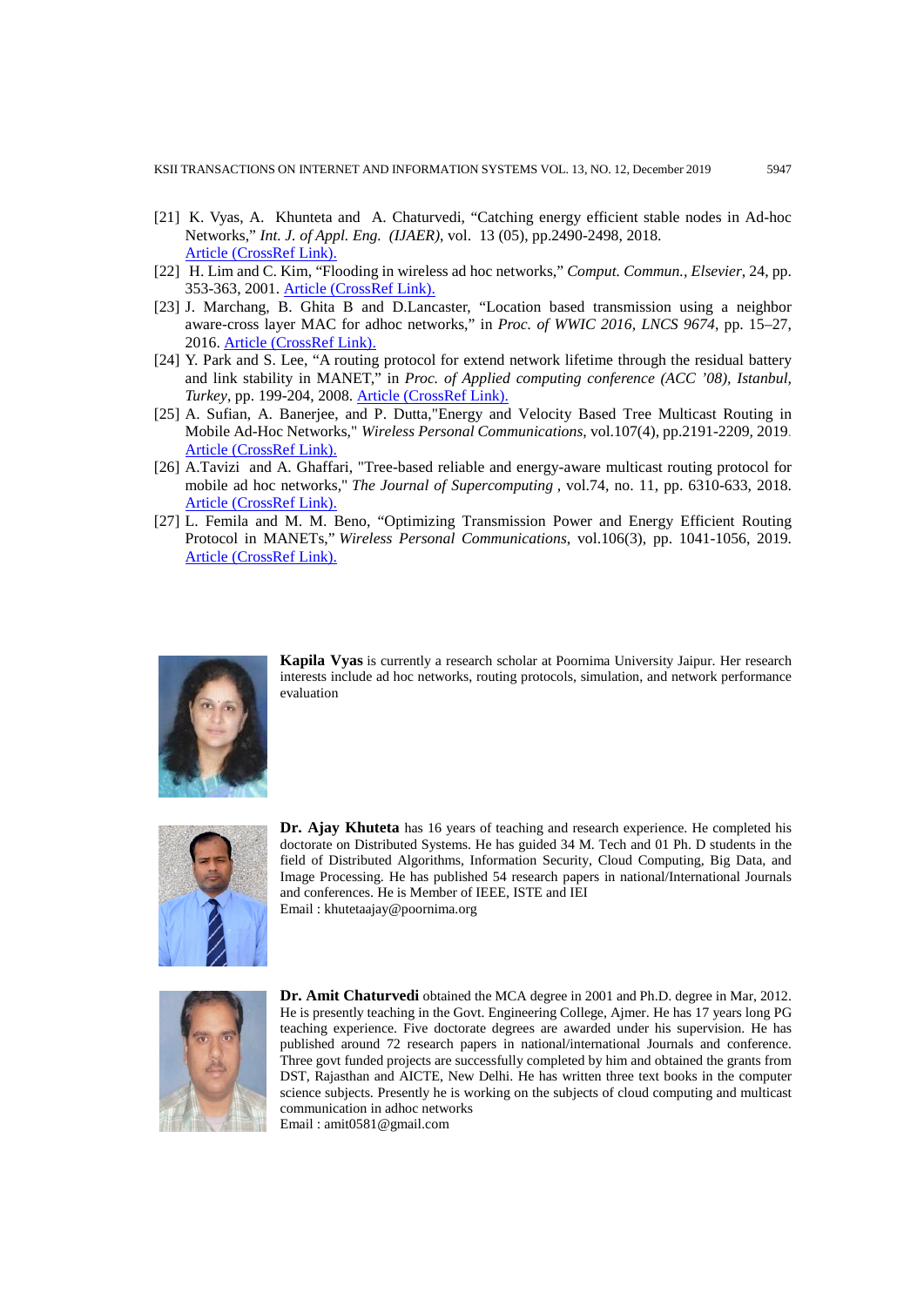[21] K. Vyas, A. Khunteta and A. Chaturvedi, "Catching energy efficient stable nodes in Ad-hoc Networks," *Int. J. of Appl. Eng. (IJAER)*, vol. 13 (05), pp.2490-2498, 2018. Article (CrossRef Link).

[22] H. Lim and C. Kim, "Flooding in wireless ad hoc networks," *Comput. Commun., Elsevier*, 24, pp. 353-363, 2001. Article (CrossRef Link).

[23] J. Marchang, B. Ghita B and D.Lancaster, "Location based transmission using a neighbor aware-cross layer MAC for adhoc networks," in *Proc. of WWIC 2016, LNCS 9674*, pp. 15–27, 2016. Article (CrossRef Link).

[24] Y. Park and S. Lee, "A routing protocol for extend network lifetime through the residual battery and link stability in MANET," in *Proc. of Applied computing conference (ACC '08), Istanbul, Turkey*, pp. 199-204, 2008. Article (CrossRef Link).

[25] A. Sufian, A. Banerjee, and P. Dutta,"Energy and Velocity Based Tree Multicast Routing in Mobile Ad-Hoc Networks," *Wireless Personal Communications*, vol.107(4), pp.2191-2209, 2019. Article (CrossRef Link).

[26] A.Tavizi and A. Ghaffari, "Tree-based reliable and energy-aware multicast routing protocol for mobile ad hoc networks," *The Journal of Supercomputing* , vol.74, no. 11, pp. 6310-633, 2018. Article (CrossRef Link).

[27] L. Femila and M. M. Beno, "Optimizing Transmission Power and Energy Efficient Routing Protocol in MANETs," *Wireless Personal Communications*, vol.106(3), pp. 1041-1056, 2019. Article (CrossRef Link).

**Kapila Vyas** is currently a research scholar at Poornima University Jaipur. Her research interests include ad hoc networks, routing protocols, simulation, and network performance evaluation

**Dr. Ajay Khuteta** has 16 years of teaching and research experience. He completed his doctorate on Distributed Systems. He has guided 34 M. Tech and 01 Ph. D students in the field of Distributed Algorithms, Information Security, Cloud Computing, Big Data, and Image Processing. He has published 54 research papers in national/International Journals and conferences. He is Member of IEEE, ISTE and IEI
Email : khutetaajay@poornima.org

**Dr. Amit Chaturvedi** obtained the MCA degree in 2001 and Ph.D. degree in Mar, 2012. He is presently teaching in the Govt. Engineering College, Ajmer. He has 17 years long PG teaching experience. Five doctorate degrees are awarded under his supervision. He has published around 72 research papers in national/international Journals and conference. Three govt funded projects are successfully completed by him and obtained the grants from DST, Rajasthan and AICTE, New Delhi. He has written three text books in the computer science subjects. Presently he is working on the subjects of cloud computing and multicast communication in adhoc networks
Email : amit0581@gmail.com